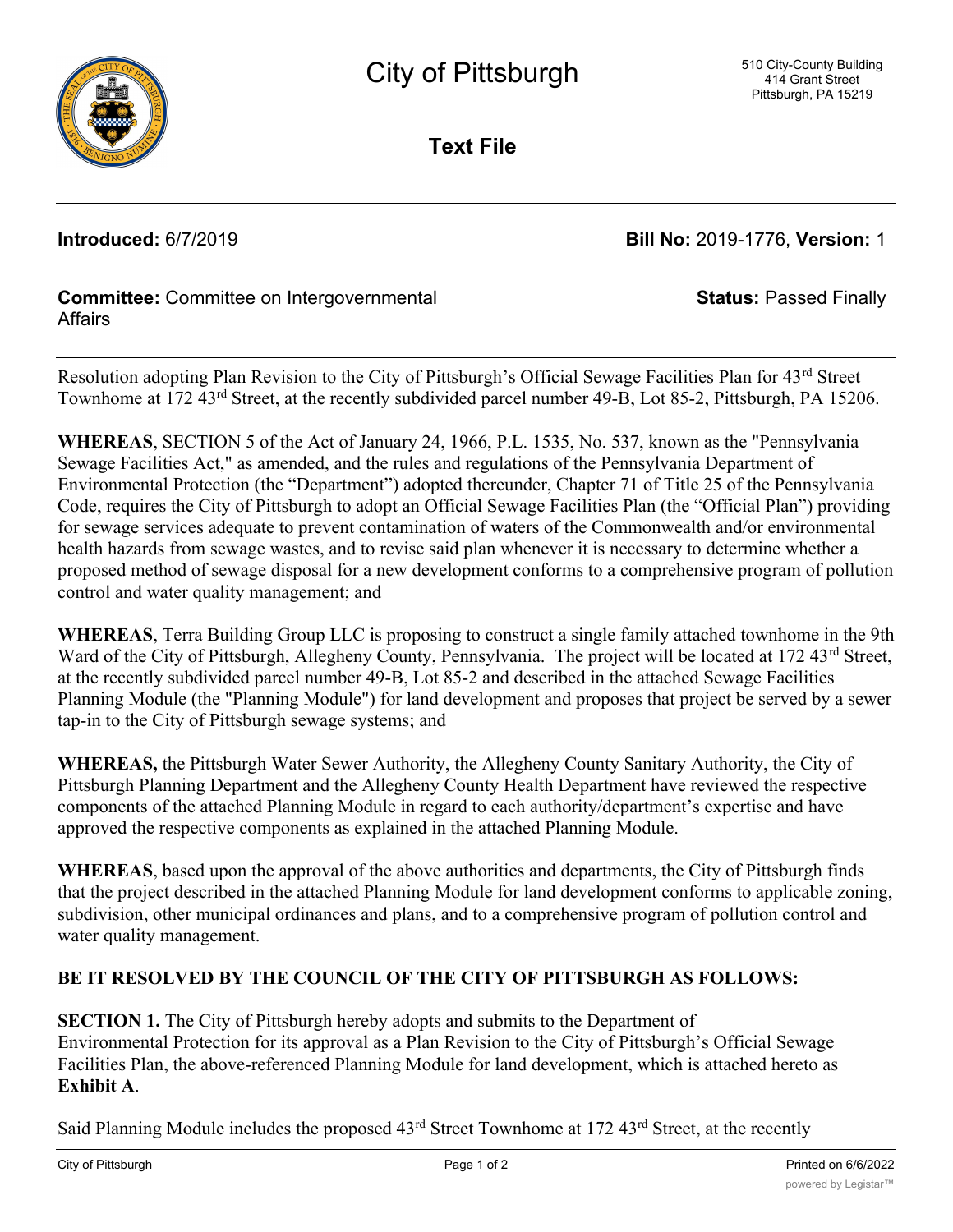# City of Pittsburgh

510 City-County Building
414 Grant Street
Pittsburgh, PA 15219

## Text File

**Introduced:** 6/7/2019 **Bill No:** 2019-1776, **Version:** 1

**Committee:** Committee on Intergovernmental Affairs **Status:** Passed Finally

Resolution adopting Plan Revision to the City of Pittsburgh's Official Sewage Facilities Plan for 43rd Street Townhome at 172 43rd Street, at the recently subdivided parcel number 49-B, Lot 85-2, Pittsburgh, PA 15206.

**WHEREAS**, SECTION 5 of the Act of January 24, 1966, P.L. 1535, No. 537, known as the "Pennsylvania Sewage Facilities Act," as amended, and the rules and regulations of the Pennsylvania Department of Environmental Protection (the "Department") adopted thereunder, Chapter 71 of Title 25 of the Pennsylvania Code, requires the City of Pittsburgh to adopt an Official Sewage Facilities Plan (the "Official Plan") providing for sewage services adequate to prevent contamination of waters of the Commonwealth and/or environmental health hazards from sewage wastes, and to revise said plan whenever it is necessary to determine whether a proposed method of sewage disposal for a new development conforms to a comprehensive program of pollution control and water quality management; and

**WHEREAS**, Terra Building Group LLC is proposing to construct a single family attached townhome in the 9th Ward of the City of Pittsburgh, Allegheny County, Pennsylvania. The project will be located at 172 43rd Street, at the recently subdivided parcel number 49-B, Lot 85-2 and described in the attached Sewage Facilities Planning Module (the "Planning Module") for land development and proposes that project be served by a sewer tap-in to the City of Pittsburgh sewage systems; and

**WHEREAS,** the Pittsburgh Water Sewer Authority, the Allegheny County Sanitary Authority, the City of Pittsburgh Planning Department and the Allegheny County Health Department have reviewed the respective components of the attached Planning Module in regard to each authority/department's expertise and have approved the respective components as explained in the attached Planning Module.

**WHEREAS**, based upon the approval of the above authorities and departments, the City of Pittsburgh finds that the project described in the attached Planning Module for land development conforms to applicable zoning, subdivision, other municipal ordinances and plans, and to a comprehensive program of pollution control and water quality management.

**BE IT RESOLVED BY THE COUNCIL OF THE CITY OF PITTSBURGH AS FOLLOWS:**

**SECTION 1.** The City of Pittsburgh hereby adopts and submits to the Department of Environmental Protection for its approval as a Plan Revision to the City of Pittsburgh's Official Sewage Facilities Plan, the above-referenced Planning Module for land development, which is attached hereto as **Exhibit A**.

Said Planning Module includes the proposed 43rd Street Townhome at 172 43rd Street, at the recently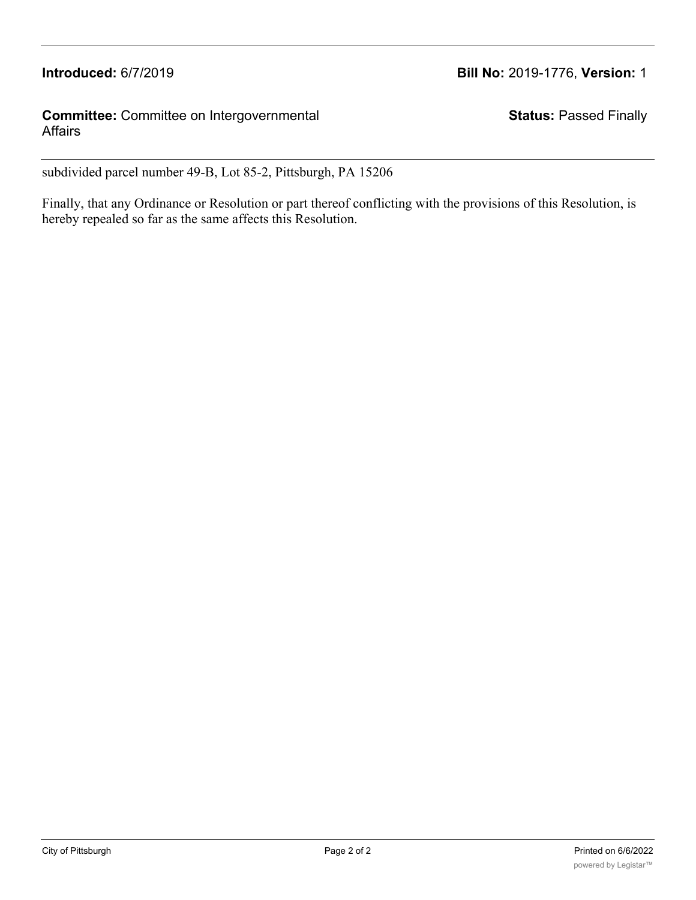**Introduced:** 6/7/2019 **Bill No:** 2019-1776, **Version:** 1

**Committee:** Committee on Intergovernmental Affairs **Status:** Passed Finally

subdivided parcel number 49-B, Lot 85-2, Pittsburgh, PA 15206

Finally, that any Ordinance or Resolution or part thereof conflicting with the provisions of this Resolution, is hereby repealed so far as the same affects this Resolution.